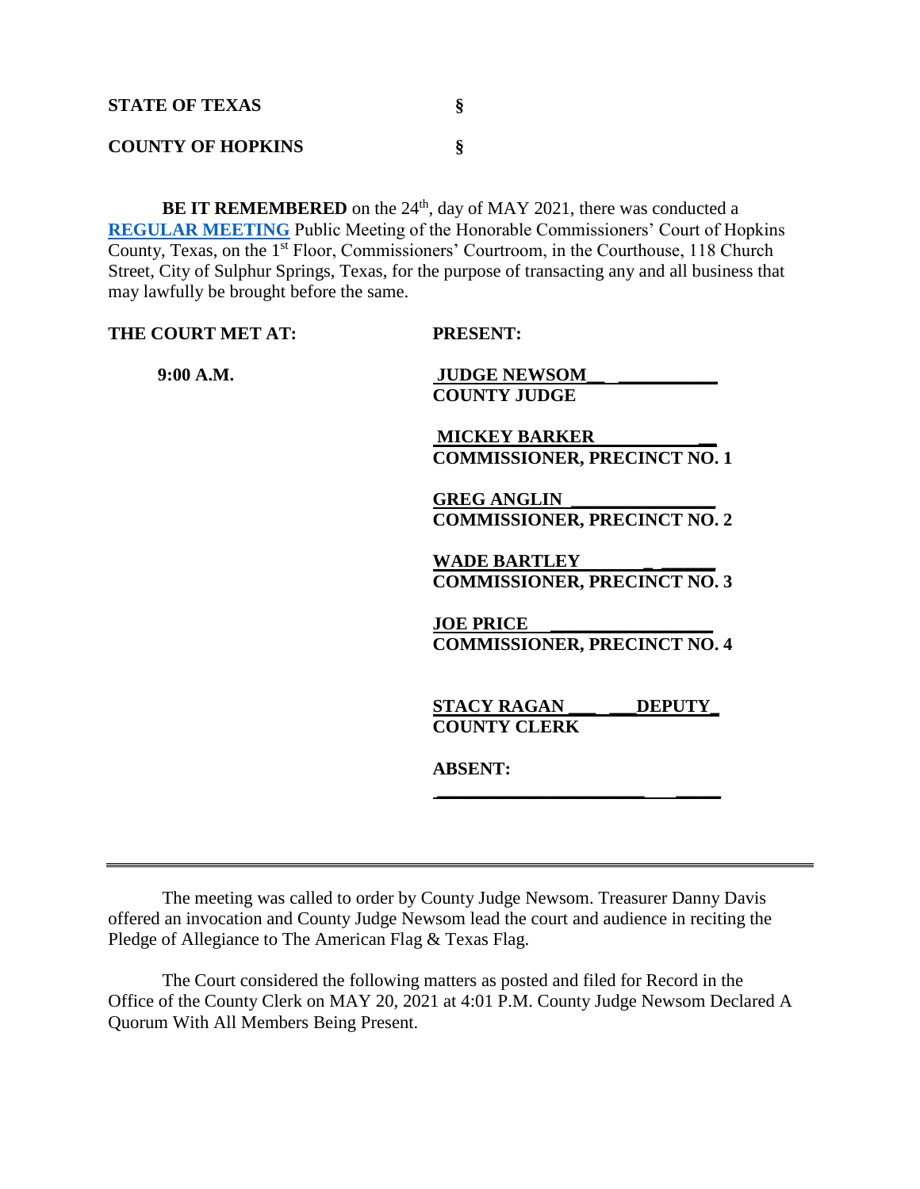**STATE OF TEXAS §**

**COUNTY OF HOPKINS §**

**BE IT REMEMBERED** on the 24th, day of MAY 2021, there was conducted a **REGULAR MEETING** Public Meeting of the Honorable Commissioners' Court of Hopkins County, Texas, on the 1st Floor, Commissioners' Courtroom, in the Courthouse, 118 Church Street, City of Sulphur Springs, Texas, for the purpose of transacting any and all business that may lawfully be brought before the same.

| **THE COURT MET AT:** | **PRESENT:** |
|---|---|
| **9:00 A.M.** | **JUDGE NEWSOM**<br>**COUNTY JUDGE** |
| | **MICKEY BARKER**<br>**COMMISSIONER, PRECINCT NO. 1** |
| | **GREG ANGLIN**<br>**COMMISSIONER, PRECINCT NO. 2** |
| | **WADE BARTLEY**<br>**COMMISSIONER, PRECINCT NO. 3** |
| | **JOE PRICE**<br>**COMMISSIONER, PRECINCT NO. 4** |
| | **STACY RAGAN DEPUTY**<br>**COUNTY CLERK** |
| | **ABSENT:** |

---

The meeting was called to order by County Judge Newsom. Treasurer Danny Davis offered an invocation and County Judge Newsom lead the court and audience in reciting the Pledge of Allegiance to The American Flag & Texas Flag.

The Court considered the following matters as posted and filed for Record in the Office of the County Clerk on MAY 20, 2021 at 4:01 P.M. County Judge Newsom Declared A Quorum With All Members Being Present.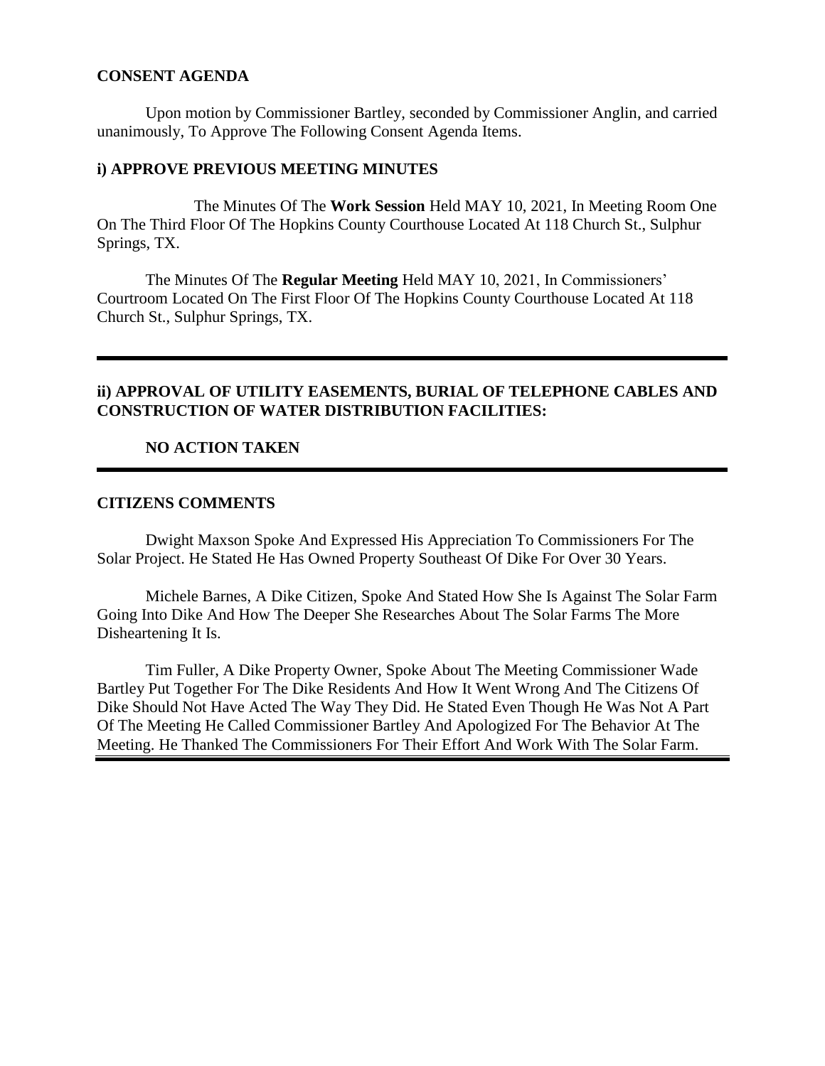**CONSENT AGENDA**

Upon motion by Commissioner Bartley, seconded by Commissioner Anglin, and carried unanimously, To Approve The Following Consent Agenda Items.

**i) APPROVE PREVIOUS MEETING MINUTES**

The Minutes Of The **Work Session** Held MAY 10, 2021, In Meeting Room One On The Third Floor Of The Hopkins County Courthouse Located At 118 Church St., Sulphur Springs, TX.

The Minutes Of The **Regular Meeting** Held MAY 10, 2021, In Commissioners' Courtroom Located On The First Floor Of The Hopkins County Courthouse Located At 118 Church St., Sulphur Springs, TX.

---

**ii) APPROVAL OF UTILITY EASEMENTS, BURIAL OF TELEPHONE CABLES AND CONSTRUCTION OF WATER DISTRIBUTION FACILITIES:**

**NO ACTION TAKEN**

---

**CITIZENS COMMENTS**

Dwight Maxson Spoke And Expressed His Appreciation To Commissioners For The Solar Project. He Stated He Has Owned Property Southeast Of Dike For Over 30 Years.

Michele Barnes, A Dike Citizen, Spoke And Stated How She Is Against The Solar Farm Going Into Dike And How The Deeper She Researches About The Solar Farms The More Disheartening It Is.

Tim Fuller, A Dike Property Owner, Spoke About The Meeting Commissioner Wade Bartley Put Together For The Dike Residents And How It Went Wrong And The Citizens Of Dike Should Not Have Acted The Way They Did. He Stated Even Though He Was Not A Part Of The Meeting He Called Commissioner Bartley And Apologized For The Behavior At The Meeting. He Thanked The Commissioners For Their Effort And Work With The Solar Farm.

---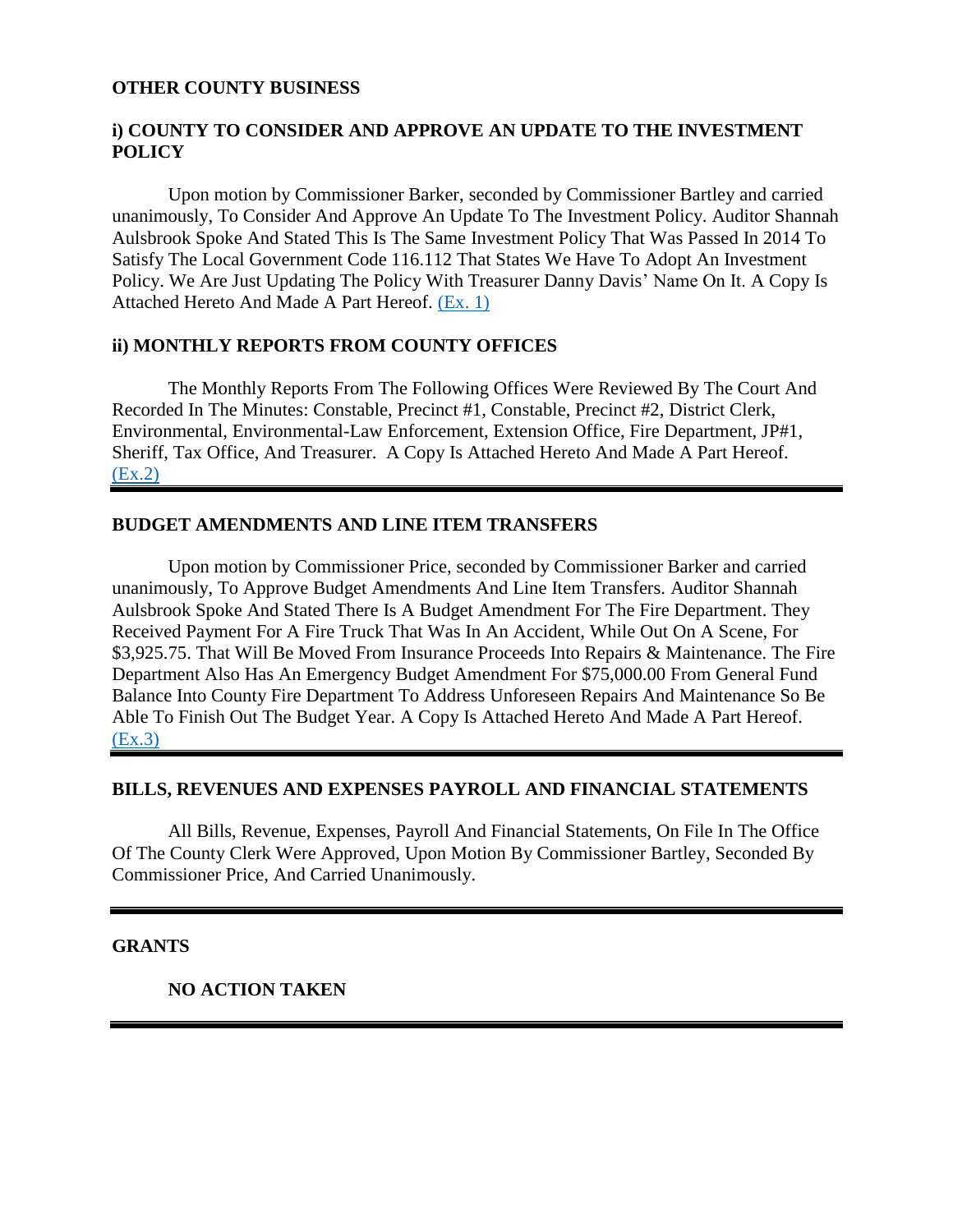## OTHER COUNTY BUSINESS

### i) COUNTY TO CONSIDER AND APPROVE AN UPDATE TO THE INVESTMENT POLICY

Upon motion by Commissioner Barker, seconded by Commissioner Bartley and carried unanimously, To Consider And Approve An Update To The Investment Policy. Auditor Shannah Aulsbrook Spoke And Stated This Is The Same Investment Policy That Was Passed In 2014 To Satisfy The Local Government Code 116.112 That States We Have To Adopt An Investment Policy. We Are Just Updating The Policy With Treasurer Danny Davis' Name On It. A Copy Is Attached Hereto And Made A Part Hereof. (Ex. 1)

### ii) MONTHLY REPORTS FROM COUNTY OFFICES

The Monthly Reports From The Following Offices Were Reviewed By The Court And Recorded In The Minutes: Constable, Precinct #1, Constable, Precinct #2, District Clerk, Environmental, Environmental-Law Enforcement, Extension Office, Fire Department, JP#1, Sheriff, Tax Office, And Treasurer. A Copy Is Attached Hereto And Made A Part Hereof. (Ex.2)

---

## BUDGET AMENDMENTS AND LINE ITEM TRANSFERS

Upon motion by Commissioner Price, seconded by Commissioner Barker and carried unanimously, To Approve Budget Amendments And Line Item Transfers. Auditor Shannah Aulsbrook Spoke And Stated There Is A Budget Amendment For The Fire Department. They Received Payment For A Fire Truck That Was In An Accident, While Out On A Scene, For $3,925.75. That Will Be Moved From Insurance Proceeds Into Repairs & Maintenance. The Fire Department Also Has An Emergency Budget Amendment For $75,000.00 From General Fund Balance Into County Fire Department To Address Unforeseen Repairs And Maintenance So Be Able To Finish Out The Budget Year. A Copy Is Attached Hereto And Made A Part Hereof. (Ex.3)

---

## BILLS, REVENUES AND EXPENSES PAYROLL AND FINANCIAL STATEMENTS

All Bills, Revenue, Expenses, Payroll And Financial Statements, On File In The Office Of The County Clerk Were Approved, Upon Motion By Commissioner Bartley, Seconded By Commissioner Price, And Carried Unanimously.

---

## GRANTS

**NO ACTION TAKEN**

---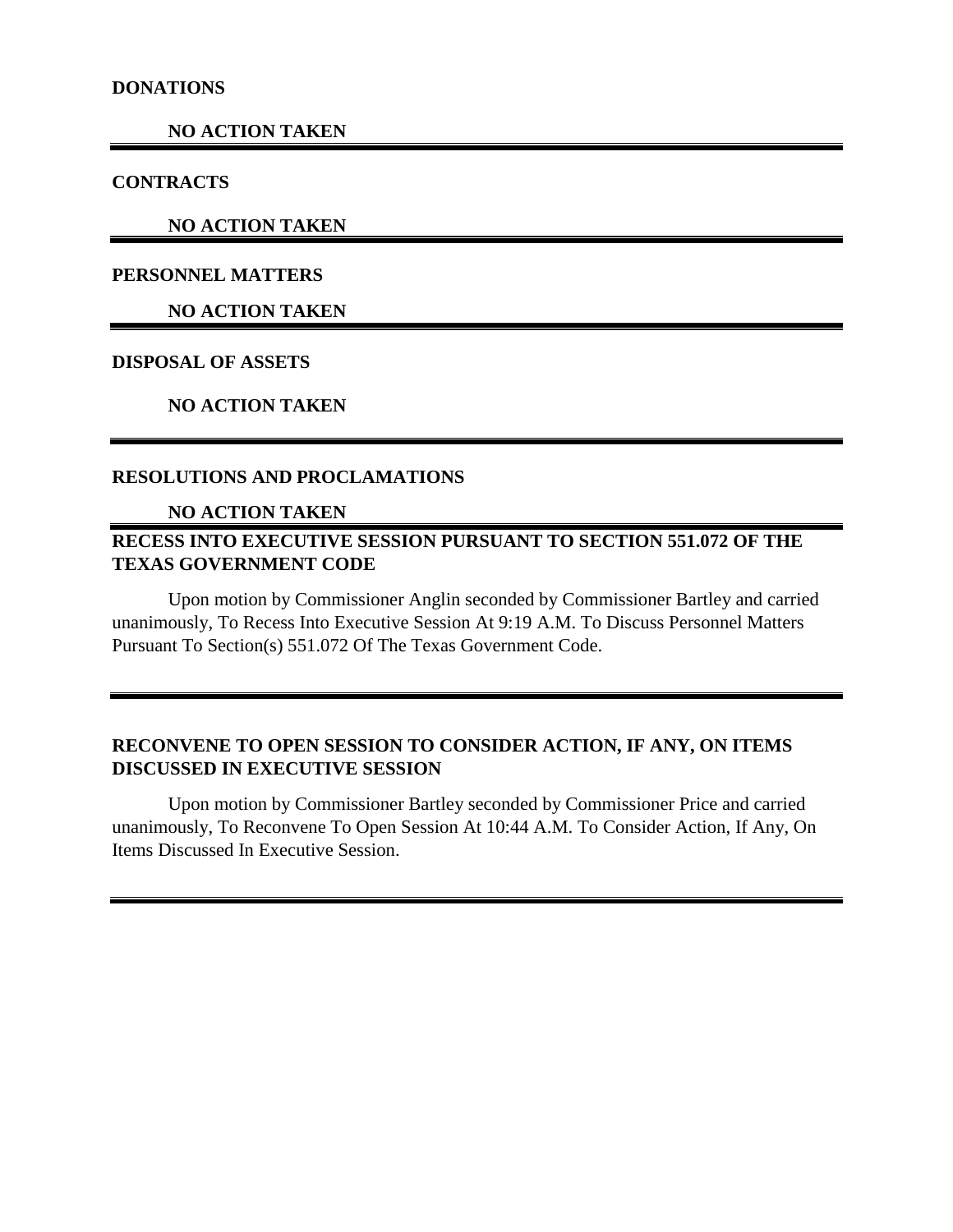**DONATIONS**

**NO ACTION TAKEN**

---

**CONTRACTS**

**NO ACTION TAKEN**

---

**PERSONNEL MATTERS**

**NO ACTION TAKEN**

---

**DISPOSAL OF ASSETS**

**NO ACTION TAKEN**

---

**RESOLUTIONS AND PROCLAMATIONS**

**NO ACTION TAKEN**

---

**RECESS INTO EXECUTIVE SESSION PURSUANT TO SECTION 551.072 OF THE TEXAS GOVERNMENT CODE**

Upon motion by Commissioner Anglin seconded by Commissioner Bartley and carried unanimously, To Recess Into Executive Session At 9:19 A.M. To Discuss Personnel Matters Pursuant To Section(s) 551.072 Of The Texas Government Code.

---

**RECONVENE TO OPEN SESSION TO CONSIDER ACTION, IF ANY, ON ITEMS DISCUSSED IN EXECUTIVE SESSION**

Upon motion by Commissioner Bartley seconded by Commissioner Price and carried unanimously, To Reconvene To Open Session At 10:44 A.M. To Consider Action, If Any, On Items Discussed In Executive Session.

---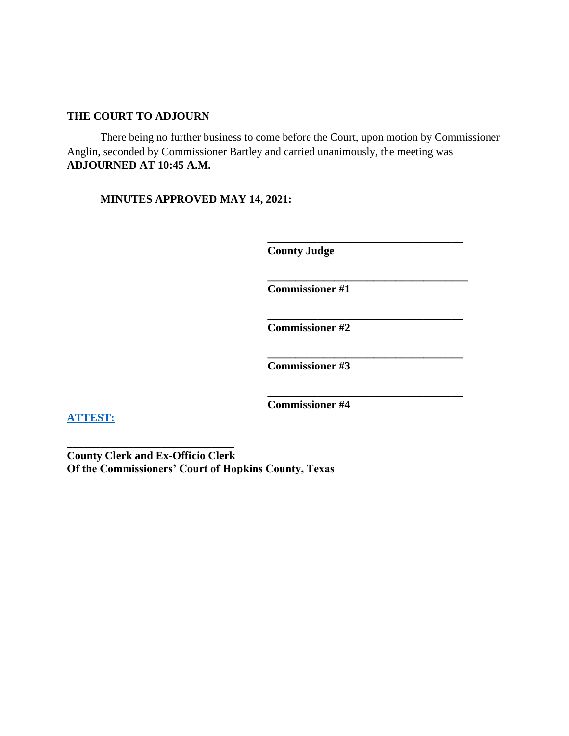**THE COURT TO ADJOURN**

There being no further business to come before the Court, upon motion by Commissioner Anglin, seconded by Commissioner Bartley and carried unanimously, the meeting was **ADJOURNED AT 10:45 A.M.**

**MINUTES APPROVED MAY 14, 2021:**

\_\_\_\_\_\_\_\_\_\_\_\_\_\_\_\_\_\_\_\_\_\_\_\_\_\_\_\_\_\_\_\_\_\_\_\_
**County Judge**

\_\_\_\_\_\_\_\_\_\_\_\_\_\_\_\_\_\_\_\_\_\_\_\_\_\_\_\_\_\_\_\_\_\_\_\_
**Commissioner #1**

\_\_\_\_\_\_\_\_\_\_\_\_\_\_\_\_\_\_\_\_\_\_\_\_\_\_\_\_\_\_\_\_\_\_\_\_
**Commissioner #2**

\_\_\_\_\_\_\_\_\_\_\_\_\_\_\_\_\_\_\_\_\_\_\_\_\_\_\_\_\_\_\_\_\_\_\_\_
**Commissioner #3**

\_\_\_\_\_\_\_\_\_\_\_\_\_\_\_\_\_\_\_\_\_\_\_\_\_\_\_\_\_\_\_\_\_\_\_\_
**Commissioner #4**

**ATTEST:**

\_\_\_\_\_\_\_\_\_\_\_\_\_\_\_\_\_\_\_\_\_\_\_\_\_\_\_\_\_\_\_\_
**County Clerk and Ex-Officio Clerk**
**Of the Commissioners' Court of Hopkins County, Texas**